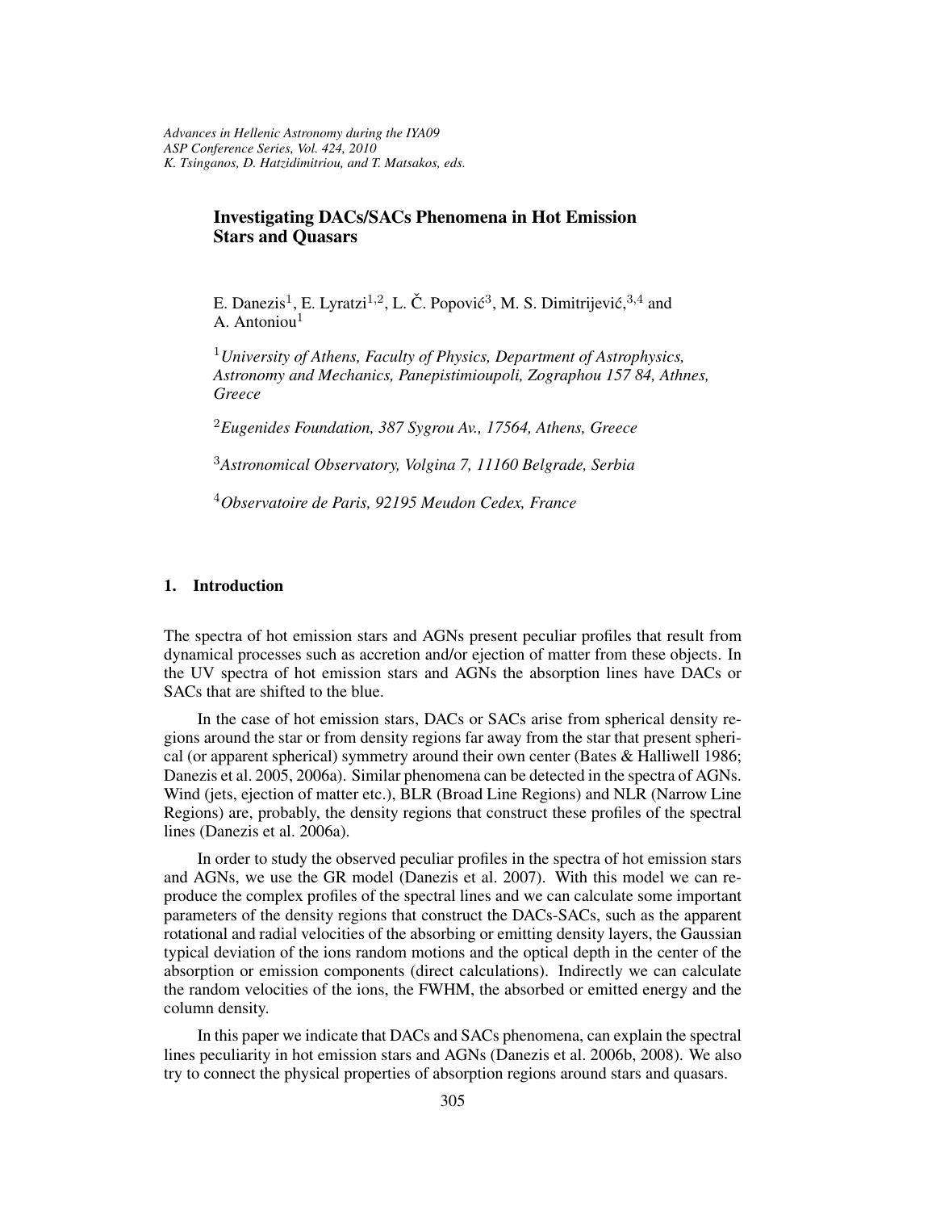# Investigating DACs/SACs Phenomena in Hot Emission Stars and Quasars

E. Danezis[1], E. Lyratzi[1,2], L. Č. Popović[3], M. S. Dimitrijević,[3,4] and A. Antoniou[1]

[1]*University of Athens, Faculty of Physics, Department of Astrophysics, Astronomy and Mechanics, Panepistimioupoli, Zographou 157 84, Athnes, Greece*

[2]*Eugenides Foundation, 387 Sygrou Av., 17564, Athens, Greece*

[3]*Astronomical Observatory, Volgina 7, 11160 Belgrade, Serbia*

[4]*Observatoire de Paris, 92195 Meudon Cedex, France*

## 1. Introduction

The spectra of hot emission stars and AGNs present peculiar profiles that result from dynamical processes such as accretion and/or ejection of matter from these objects. In the UV spectra of hot emission stars and AGNs the absorption lines have DACs or SACs that are shifted to the blue.

In the case of hot emission stars, DACs or SACs arise from spherical density regions around the star or from density regions far away from the star that present spherical (or apparent spherical) symmetry around their own center (Bates & Halliwell 1986; Danezis et al. 2005, 2006a). Similar phenomena can be detected in the spectra of AGNs. Wind (jets, ejection of matter etc.), BLR (Broad Line Regions) and NLR (Narrow Line Regions) are, probably, the density regions that construct these profiles of the spectral lines (Danezis et al. 2006a).

In order to study the observed peculiar profiles in the spectra of hot emission stars and AGNs, we use the GR model (Danezis et al. 2007). With this model we can reproduce the complex profiles of the spectral lines and we can calculate some important parameters of the density regions that construct the DACs-SACs, such as the apparent rotational and radial velocities of the absorbing or emitting density layers, the Gaussian typical deviation of the ions random motions and the optical depth in the center of the absorption or emission components (direct calculations). Indirectly we can calculate the random velocities of the ions, the FWHM, the absorbed or emitted energy and the column density.

In this paper we indicate that DACs and SACs phenomena, can explain the spectral lines peculiarity in hot emission stars and AGNs (Danezis et al. 2006b, 2008). We also try to connect the physical properties of absorption regions around stars and quasars.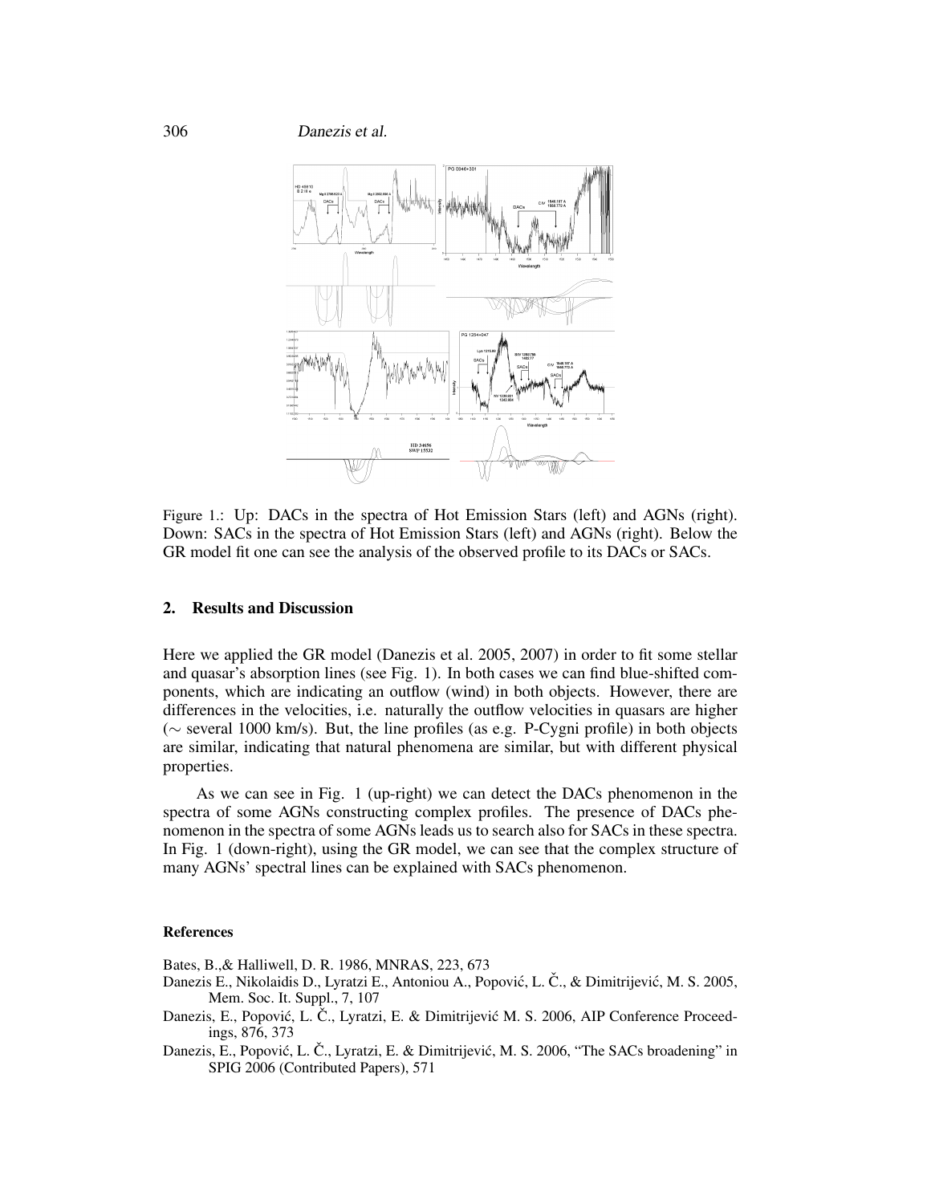Figure 1.: Up: DACs in the spectra of Hot Emission Stars (left) and AGNs (right). Down: SACs in the spectra of Hot Emission Stars (left) and AGNs (right). Below the GR model fit one can see the analysis of the observed profile to its DACs or SACs.

## 2. Results and Discussion

Here we applied the GR model (Danezis et al. 2005, 2007) in order to fit some stellar and quasar's absorption lines (see Fig. 1). In both cases we can find blue-shifted components, which are indicating an outflow (wind) in both objects. However, there are differences in the velocities, i.e. naturally the outflow velocities in quasars are higher ($\sim$ several 1000 km/s). But, the line profiles (as e.g. P-Cygni profile) in both objects are similar, indicating that natural phenomena are similar, but with different physical properties.

As we can see in Fig. 1 (up-right) we can detect the DACs phenomenon in the spectra of some AGNs constructing complex profiles. The presence of DACs phenomenon in the spectra of some AGNs leads us to search also for SACs in these spectra. In Fig. 1 (down-right), using the GR model, we can see that the complex structure of many AGNs' spectral lines can be explained with SACs phenomenon.

### References

Bates, B.,& Halliwell, D. R. 1986, MNRAS, 223, 673

Danezis E., Nikolaidis D., Lyratzi E., Antoniou A., Popović, L. Č., & Dimitrijević, M. S. 2005, Mem. Soc. It. Suppl., 7, 107

Danezis, E., Popović, L. Č., Lyratzi, E. & Dimitrijević M. S. 2006, AIP Conference Proceedings, 876, 373

Danezis, E., Popović, L. Č., Lyratzi, E. & Dimitrijević, M. S. 2006, "The SACs broadening" in SPIG 2006 (Contributed Papers), 571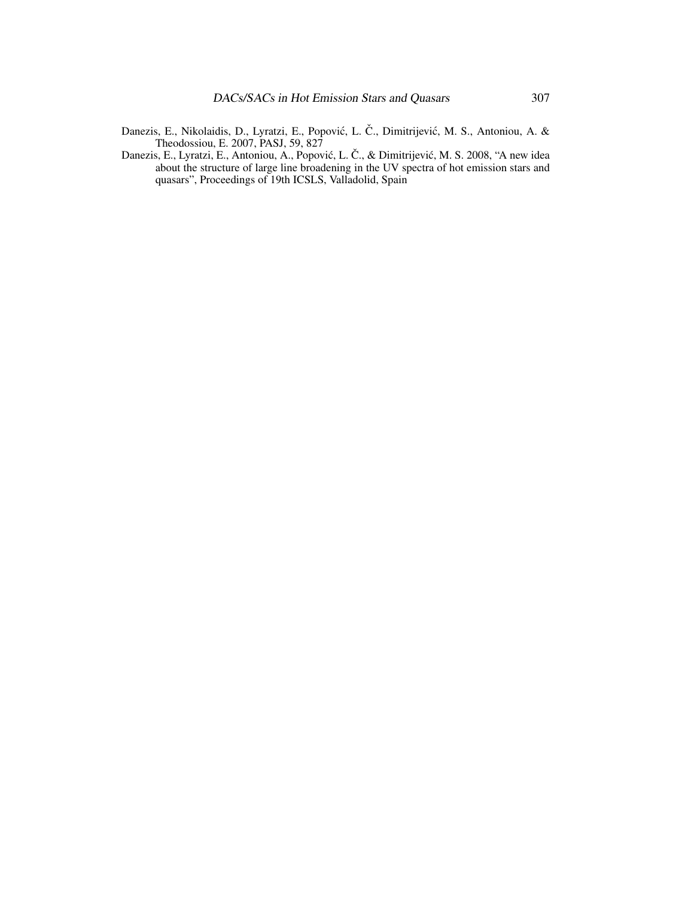Danezis, E., Nikolaidis, D., Lyratzi, E., Popović, L. Č., Dimitrijević, M. S., Antoniou, A. & Theodossiou, E. 2007, PASJ, 59, 827

Danezis, E., Lyratzi, E., Antoniou, A., Popović, L. Č., & Dimitrijević, M. S. 2008, "A new idea about the structure of large line broadening in the UV spectra of hot emission stars and quasars", Proceedings of 19th ICSLS, Valladolid, Spain